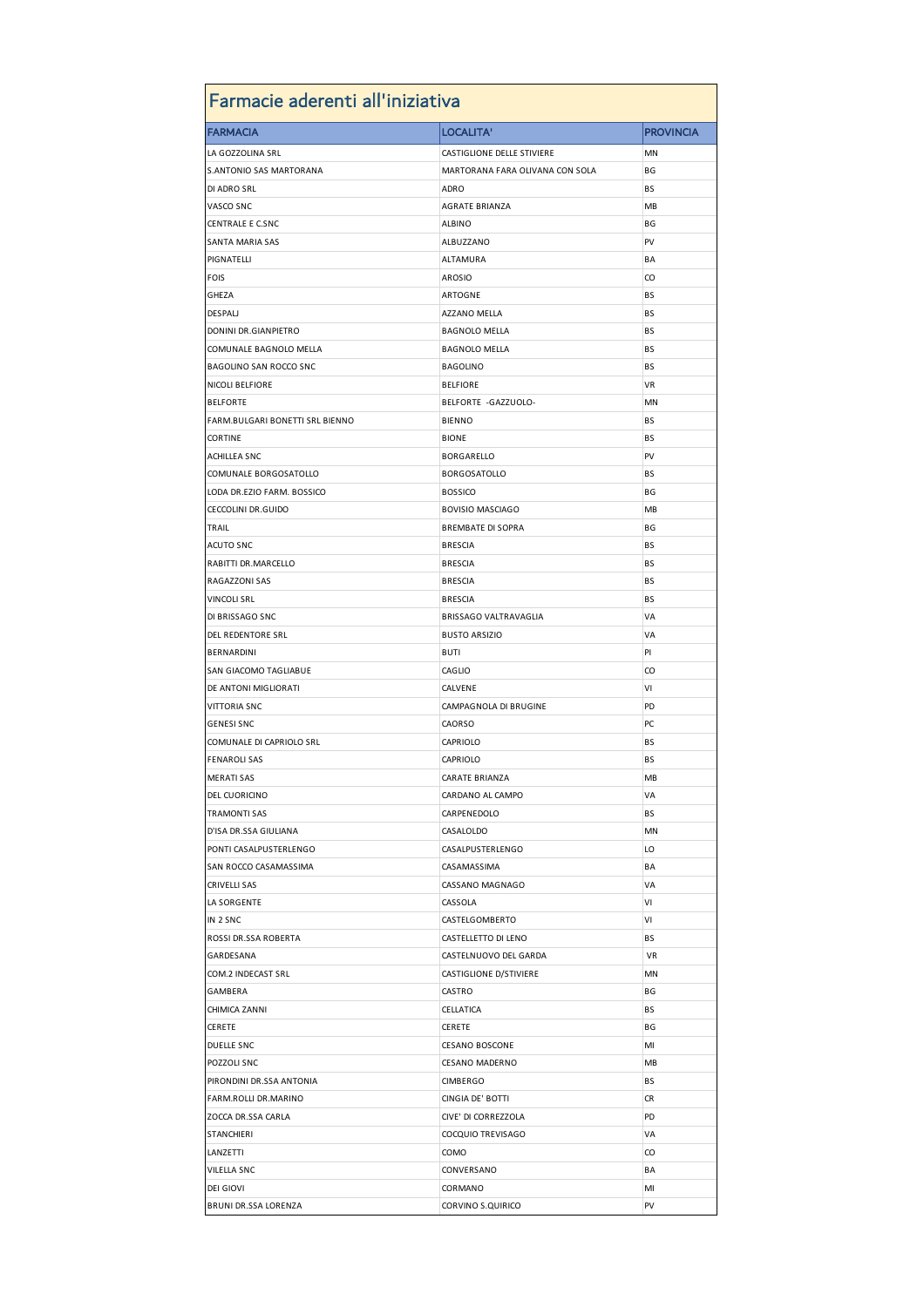# Farmacie aderenti all'iniziativa

| FARMACIA | LOCALITA' | PROVINCIA |
|---|---|---|
| LA GOZZOLINA SRL | CASTIGLIONE DELLE STIVIERE | MN |
| S.ANTONIO SAS MARTORANA | MARTORANA FARA OLIVANA CON SOLA | BG |
| DI ADRO SRL | ADRO | BS |
| VASCO SNC | AGRATE BRIANZA | MB |
| CENTRALE E C.SNC | ALBINO | BG |
| SANTA MARIA SAS | ALBUZZANO | PV |
| PIGNATELLI | ALTAMURA | BA |
| FOIS | AROSIO | CO |
| GHEZA | ARTOGNE | BS |
| DESPALJ | AZZANO MELLA | BS |
| DONINI DR.GIANPIETRO | BAGNOLO MELLA | BS |
| COMUNALE BAGNOLO MELLA | BAGNOLO MELLA | BS |
| BAGOLINO SAN ROCCO SNC | BAGOLINO | BS |
| NICOLI BELFIORE | BELFIORE | VR |
| BELFORTE | BELFORTE -GAZZUOLO- | MN |
| FARM.BULGARI BONETTI SRL BIENNO | BIENNO | BS |
| CORTINE | BIONE | BS |
| ACHILLEA SNC | BORGARELLO | PV |
| COMUNALE BORGOSATOLLO | BORGOSATOLLO | BS |
| LODA DR.EZIO FARM. BOSSICO | BOSSICO | BG |
| CECCOLINI DR.GUIDO | BOVISIO MASCIAGO | MB |
| TRAIL | BREMBATE DI SOPRA | BG |
| ACUTO SNC | BRESCIA | BS |
| RABITTI DR.MARCELLO | BRESCIA | BS |
| RAGAZZONI SAS | BRESCIA | BS |
| VINCOLI SRL | BRESCIA | BS |
| DI BRISSAGO SNC | BRISSAGO VALTRAVAGLIA | VA |
| DEL REDENTORE SRL | BUSTO ARSIZIO | VA |
| BERNARDINI | BUTI | PI |
| SAN GIACOMO TAGLIABUE | CAGLIO | CO |
| DE ANTONI MIGLIORATI | CALVENE | VI |
| VITTORIA SNC | CAMPAGNOLA DI BRUGINE | PD |
| GENESI SNC | CAORSO | PC |
| COMUNALE DI CAPRIOLO SRL | CAPRIOLO | BS |
| FENAROLI SAS | CAPRIOLO | BS |
| MERATI SAS | CARATE BRIANZA | MB |
| DEL CUORICINO | CARDANO AL CAMPO | VA |
| TRAMONTI SAS | CARPENEDOLO | BS |
| D'ISA DR.SSA GIULIANA | CASALOLDO | MN |
| PONTI CASALPUSTERLENGO | CASALPUSTERLENGO | LO |
| SAN ROCCO CASAMASSIMA | CASAMASSIMA | BA |
| CRIVELLI SAS | CASSANO MAGNAGO | VA |
| LA SORGENTE | CASSOLA | VI |
| IN 2 SNC | CASTELGOMBERTO | VI |
| ROSSI DR.SSA ROBERTA | CASTELLETTO DI LENO | BS |
| GARDESANA | CASTELNUOVO DEL GARDA | VR |
| COM.2 INDECAST SRL | CASTIGLIONE D/STIVIERE | MN |
| GAMBERA | CASTRO | BG |
| CHIMICA ZANNI | CELLATICA | BS |
| CERETE | CERETE | BG |
| DUELLE SNC | CESANO BOSCONE | MI |
| POZZOLI SNC | CESANO MADERNO | MB |
| PIRONDINI DR.SSA ANTONIA | CIMBERGO | BS |
| FARM.ROLLI DR.MARINO | CINGIA DE' BOTTI | CR |
| ZOCCA DR.SSA CARLA | CIVE' DI CORREZZOLA | PD |
| STANCHIERI | COCQUIO TREVISAGO | VA |
| LANZETTI | COMO | CO |
| VILELLA SNC | CONVERSANO | BA |
| DEI GIOVI | CORMANO | MI |
| BRUNI DR.SSA LORENZA | CORVINO S.QUIRICO | PV |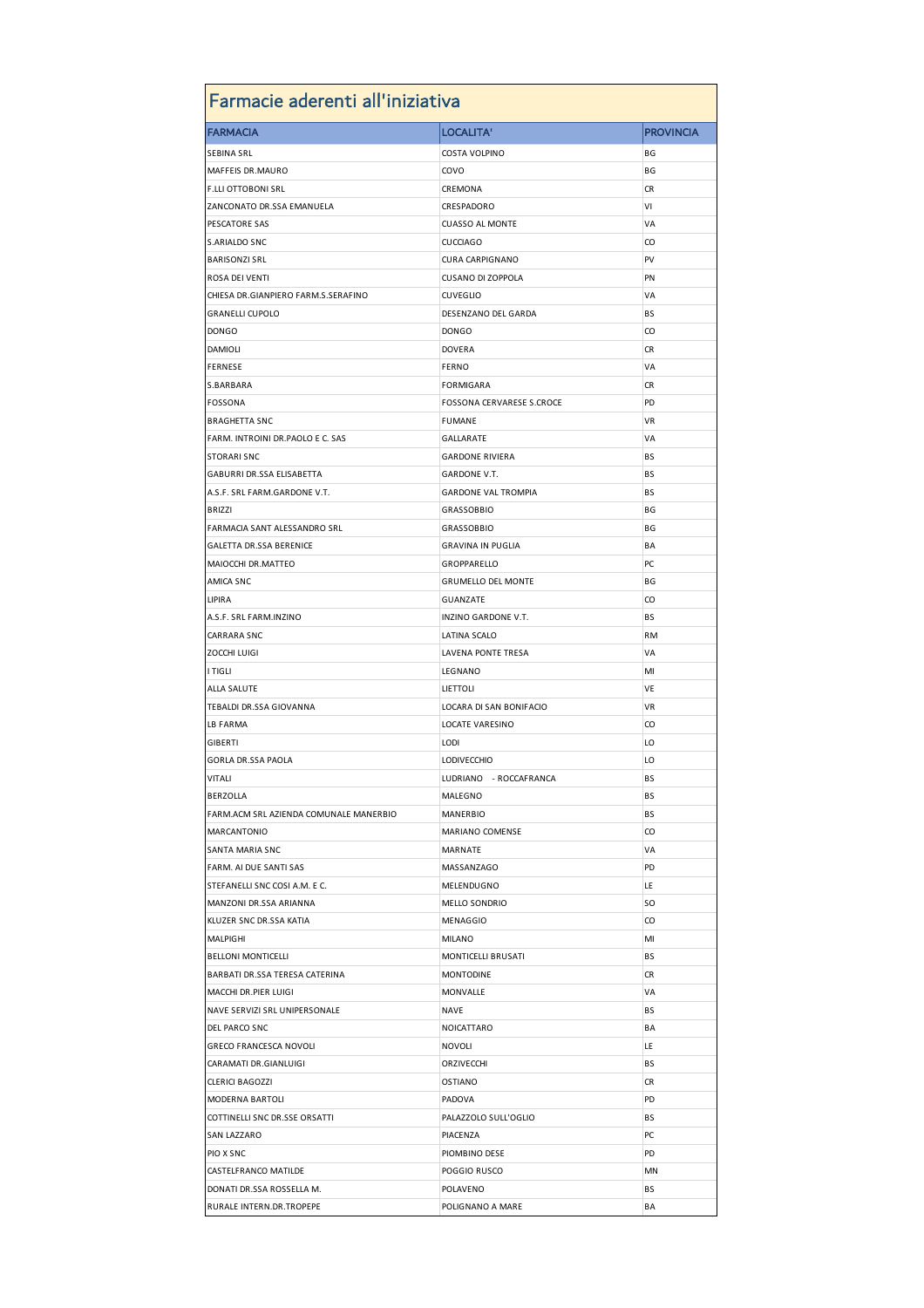## Farmacie aderenti all'iniziativa

| FARMACIA | LOCALITA' | PROVINCIA |
|---|---|---|
| SEBINA SRL | COSTA VOLPINO | BG |
| MAFFEIS DR.MAURO | COVO | BG |
| F.LLI OTTOBONI SRL | CREMONA | CR |
| ZANCONATO DR.SSA EMANUELA | CRESPADORO | VI |
| PESCATORE SAS | CUASSO AL MONTE | VA |
| S.ARIALDO SNC | CUCCIAGO | CO |
| BARISONZI SRL | CURA CARPIGNANO | PV |
| ROSA DEI VENTI | CUSANO DI ZOPPOLA | PN |
| CHIESA DR.GIANPIERO FARM.S.SERAFINO | CUVEGLIO | VA |
| GRANELLI CUPOLO | DESENZANO DEL GARDA | BS |
| DONGO | DONGO | CO |
| DAMIOLI | DOVERA | CR |
| FERNESE | FERNO | VA |
| S.BARBARA | FORMIGARA | CR |
| FOSSONA | FOSSONA CERVARESE S.CROCE | PD |
| BRAGHETTA SNC | FUMANE | VR |
| FARM. INTROINI DR.PAOLO E C. SAS | GALLARATE | VA |
| STORARI SNC | GARDONE RIVIERA | BS |
| GABURRI DR.SSA ELISABETTA | GARDONE V.T. | BS |
| A.S.F. SRL FARM.GARDONE V.T. | GARDONE VAL TROMPIA | BS |
| BRIZZI | GRASSOBBIO | BG |
| FARMACIA SANT ALESSANDRO SRL | GRASSOBBIO | BG |
| GALETTA DR.SSA BERENICE | GRAVINA IN PUGLIA | BA |
| MAIOCCHI DR.MATTEO | GROPPARELLO | PC |
| AMICA SNC | GRUMELLO DEL MONTE | BG |
| LIPIRA | GUANZATE | CO |
| A.S.F. SRL FARM.INZINO | INZINO GARDONE V.T. | BS |
| CARRARA SNC | LATINA SCALO | RM |
| ZOCCHI LUIGI | LAVENA PONTE TRESA | VA |
| I TIGLI | LEGNANO | MI |
| ALLA SALUTE | LIETTOLI | VE |
| TEBALDI DR.SSA GIOVANNA | LOCARA DI SAN BONIFACIO | VR |
| LB FARMA | LOCATE VARESINO | CO |
| GIBERTI | LODI | LO |
| GORLA DR.SSA PAOLA | LODIVECCHIO | LO |
| VITALI | LUDRIANO - ROCCAFRANCA | BS |
| BERZOLLA | MALEGNO | BS |
| FARM.ACM SRL AZIENDA COMUNALE MANERBIO | MANERBIO | BS |
| MARCANTONIO | MARIANO COMENSE | CO |
| SANTA MARIA SNC | MARNATE | VA |
| FARM. AI DUE SANTI SAS | MASSANZAGO | PD |
| STEFANELLI SNC COSI A.M. E C. | MELENDUGNO | LE |
| MANZONI DR.SSA ARIANNA | MELLO SONDRIO | SO |
| KLUZER SNC DR.SSA KATIA | MENAGGIO | CO |
| MALPIGHI | MILANO | MI |
| BELLONI MONTICELLI | MONTICELLI BRUSATI | BS |
| BARBATI DR.SSA TERESA CATERINA | MONTODINE | CR |
| MACCHI DR.PIER LUIGI | MONVALLE | VA |
| NAVE SERVIZI SRL UNIPERSONALE | NAVE | BS |
| DEL PARCO SNC | NOICATTARO | BA |
| GRECO FRANCESCA NOVOLI | NOVOLI | LE |
| CARAMATI DR.GIANLUIGI | ORZIVECCHI | BS |
| CLERICI BAGOZZI | OSTIANO | CR |
| MODERNA BARTOLI | PADOVA | PD |
| COTTINELLI SNC DR.SSE ORSATTI | PALAZZOLO SULL'OGLIO | BS |
| SAN LAZZARO | PIACENZA | PC |
| PIO X SNC | PIOMBINO DESE | PD |
| CASTELFRANCO MATILDE | POGGIO RUSCO | MN |
| DONATI DR.SSA ROSSELLA M. | POLAVENO | BS |
| RURALE INTERN.DR.TROPEPE | POLIGNANO A MARE | BA |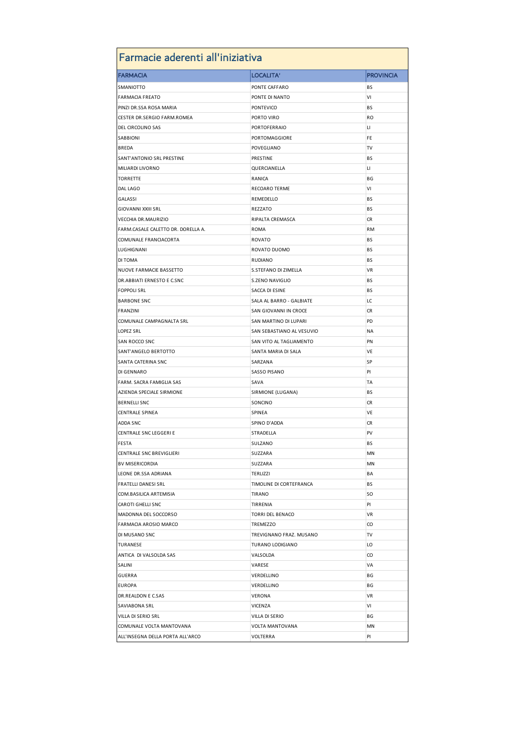## Farmacie aderenti all'iniziativa

| FARMACIA | LOCALITA' | PROVINCIA |
|---|---|---|
| SMANIOTTO | PONTE CAFFARO | BS |
| FARMACIA FREATO | PONTE DI NANTO | VI |
| PINZI DR.SSA ROSA MARIA | PONTEVICO | BS |
| CESTER DR.SERGIO FARM.ROMEA | PORTO VIRO | RO |
| DEL CIRCOLINO SAS | PORTOFERRAIO | LI |
| SABBIONI | PORTOMAGGIORE | FE |
| BREDA | POVEGLIANO | TV |
| SANT'ANTONIO SRL PRESTINE | PRESTINE | BS |
| MILIARDI LIVORNO | QUERCIANELLA | LI |
| TORRETTE | RANICA | BG |
| DAL LAGO | RECOARO TERME | VI |
| GALASSI | REMEDELLO | BS |
| GIOVANNI XXIII SRL | REZZATO | BS |
| VECCHIA DR.MAURIZIO | RIPALTA CREMASCA | CR |
| FARM.CASALE CALETTO DR. DORELLA A. | ROMA | RM |
| COMUNALE FRANCIACORTA | ROVATO | BS |
| LUGHIGNANI | ROVATO DUOMO | BS |
| DI TOMA | RUDIANO | BS |
| NUOVE FARMACIE BASSETTO | S.STEFANO DI ZIMELLA | VR |
| DR.ABBIATI ERNESTO E C.SNC | S.ZENO NAVIGLIO | BS |
| FOPPOLI SRL | SACCA DI ESINE | BS |
| BARBONE SNC | SALA AL BARRO - GALBIATE | LC |
| FRANZINI | SAN GIOVANNI IN CROCE | CR |
| COMUNALE CAMPAGNALTA SRL | SAN MARTINO DI LUPARI | PD |
| LOPEZ SRL | SAN SEBASTIANO AL VESUVIO | NA |
| SAN ROCCO SNC | SAN VITO AL TAGLIAMENTO | PN |
| SANT'ANGELO BERTOTTO | SANTA MARIA DI SALA | VE |
| SANTA CATERINA SNC | SARZANA | SP |
| DI GENNARO | SASSO PISANO | PI |
| FARM. SACRA FAMIGLIA SAS | SAVA | TA |
| AZIENDA SPECIALE SIRMIONE | SIRMIONE (LUGANA) | BS |
| BERNELLI SNC | SONCINO | CR |
| CENTRALE SPINEA | SPINEA | VE |
| ADDA SNC | SPINO D'ADDA | CR |
| CENTRALE SNC LEGGERI E | STRADELLA | PV |
| FESTA | SULZANO | BS |
| CENTRALE SNC BREVIGLIERI | SUZZARA | MN |
| BV MISERICORDIA | SUZZARA | MN |
| LEONE DR.SSA ADRIANA | TERLIZZI | BA |
| FRATELLI DANESI SRL | TIMOLINE DI CORTEFRANCA | BS |
| COM.BASILICA ARTEMISIA | TIRANO | SO |
| CAROTI GHELLI SNC | TIRRENIA | PI |
| MADONNA DEL SOCCORSO | TORRI DEL BENACO | VR |
| FARMACIA AROSIO MARCO | TREMEZZO | CO |
| DI MUSANO SNC | TREVIGNANO FRAZ. MUSANO | TV |
| TURANESE | TURANO LODIGIANO | LO |
| ANTICA DI VALSOLDA SAS | VALSOLDA | CO |
| SALINI | VARESE | VA |
| GUERRA | VERDELLINO | BG |
| EUROPA | VERDELLINO | BG |
| DR.REALDON E C.SAS | VERONA | VR |
| SAVIABONA SRL | VICENZA | VI |
| VILLA DI SERIO SRL | VILLA DI SERIO | BG |
| COMUNALE VOLTA MANTOVANA | VOLTA MANTOVANA | MN |
| ALL'INSEGNA DELLA PORTA ALL'ARCO | VOLTERRA | PI |